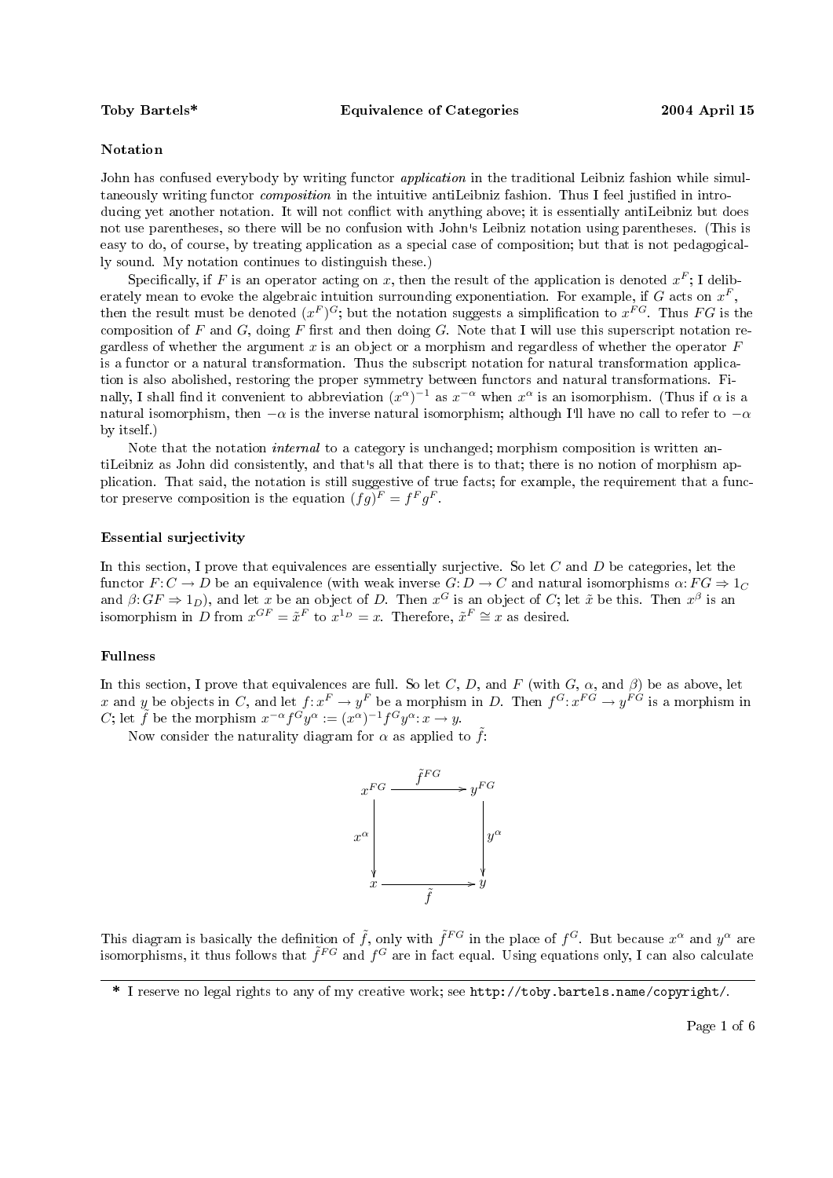**Toby Bartels*** **Equivalence of Categories** **2004 April 15**

### Notation

John has confused everybody by writing functor *application* in the traditional Leibniz fashion while simultaneously writing functor *composition* in the intuitive antiLeibniz fashion. Thus I feel justified in introducing yet another notation. It will not conflict with anything above; it is essentially antiLeibniz but does not use parentheses, so there will be no confusion with John's Leibniz notation using parentheses. (This is easy to do, of course, by treating application as a special case of composition; but that is not pedagogically sound. My notation continues to distinguish these.)

Specifically, if $F$ is an operator acting on $x$, then the result of the application is denoted $x^F$; I deliberately mean to evoke the algebraic intuition surrounding exponentiation. For example, if $G$ acts on $x^F$, then the result must be denoted $(x^F)^G$; but the notation suggests a simplification to $x^{FG}$. Thus $FG$ is the composition of $F$ and $G$, doing $F$ first and then doing $G$. Note that I will use this superscript notation regardless of whether the argument $x$ is an object or a morphism and regardless of whether the operator $F$ is a functor or a natural transformation. Thus the subscript notation for natural transformation application is also abolished, restoring the proper symmetry between functors and natural transformations. Finally, I shall find it convenient to abbreviation $(x^\alpha)^{-1}$ as $x^{-\alpha}$ when $x^\alpha$ is an isomorphism. (Thus if $\alpha$ is a natural isomorphism, then $-\alpha$ is the inverse natural isomorphism; although I'll have no call to refer to $-\alpha$ by itself.)

Note that the notation *internal* to a category is unchanged; morphism composition is written antiLeibniz as John did consistently, and that's all that there is to that; there is no notion of morphism application. That said, the notation is still suggestive of true facts; for example, the requirement that a functor preserve composition is the equation $(fg)^F = f^F g^F$.

### Essential surjectivity

In this section, I prove that equivalences are essentially surjective. So let $C$ and $D$ be categories, let the functor $F\colon C \to D$ be an equivalence (with weak inverse $G\colon D \to C$ and natural isomorphisms $\alpha\colon FG \Rightarrow 1_C$ and $\beta\colon GF \Rightarrow 1_D$), and let $x$ be an object of $D$. Then $x^G$ is an object of $C$; let $\tilde{x}$ be this. Then $x^\beta$ is an isomorphism in $D$ from $x^{GF} = \tilde{x}^F$ to $x^{1_D} = x$. Therefore, $\tilde{x}^F \cong x$ as desired.

### Fullness

In this section, I prove that equivalences are full. So let $C$, $D$, and $F$ (with $G$, $\alpha$, and $\beta$) be as above, let $x$ and $y$ be objects in $C$, and let $f\colon x^F \to y^F$ be a morphism in $D$. Then $f^G\colon x^{FG} \to y^{FG}$ is a morphism in $C$; let $\tilde{f}$ be the morphism $x^{-\alpha} f^G y^\alpha := (x^\alpha)^{-1} f^G y^\alpha\colon x \to y$.

Now consider the naturality diagram for $\alpha$ as applied to $\tilde{f}$:

$$
\begin{array}{ccc}
x^{FG} & \xrightarrow{\tilde{f}^{FG}} & y^{FG} \\
{\scriptstyle x^\alpha}\downarrow & & \downarrow{\scriptstyle y^\alpha} \\
x & \xrightarrow[\tilde{f}]{} & y
\end{array}
$$

This diagram is basically the definition of $\tilde{f}$, only with $\tilde{f}^{FG}$ in the place of $f^G$. But because $x^\alpha$ and $y^\alpha$ are isomorphisms, it thus follows that $\tilde{f}^{FG}$ and $f^G$ are in fact equal. Using equations only, I can also calculate

* I reserve no legal rights to any of my creative work; see `http://toby.bartels.name/copyright/`.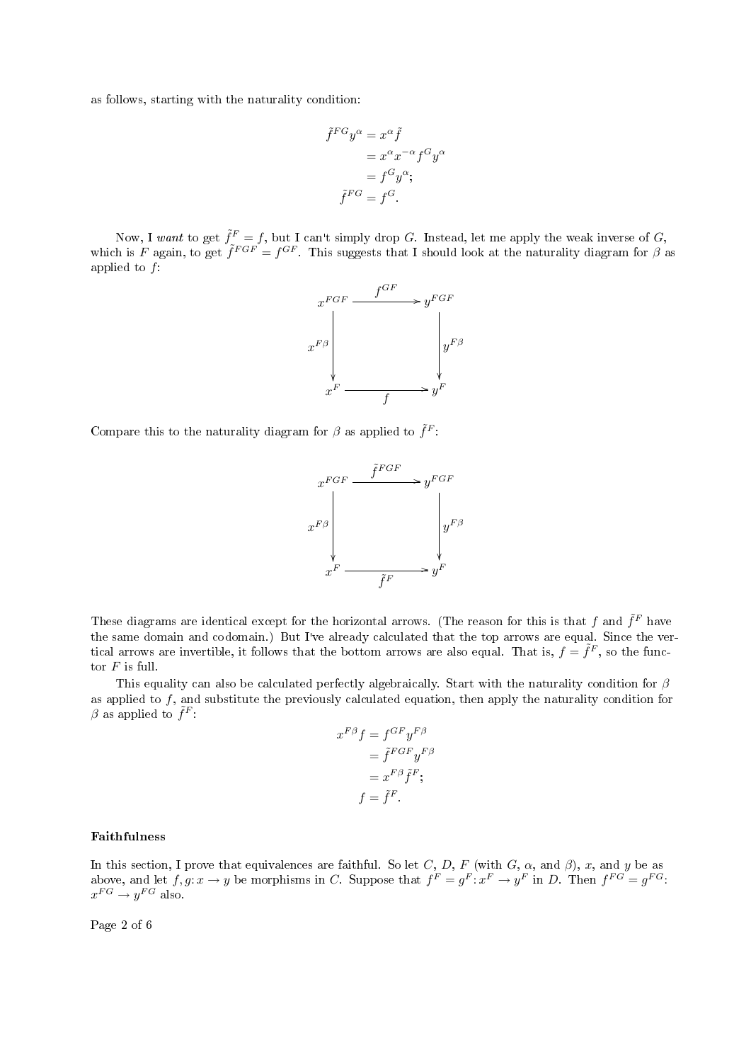as follows, starting with the naturality condition:

$$\begin{aligned}
\tilde{f}^{FG} y^\alpha &= x^\alpha \tilde{f} \\
&= x^\alpha x^{-\alpha} f^G y^\alpha \\
&= f^G y^\alpha; \\
\tilde{f}^{FG} &= f^G.
\end{aligned}$$

Now, I *want* to get $\tilde{f}^F = f$, but I can't simply drop $G$. Instead, let me apply the weak inverse of $G$, which is $F$ again, to get $\tilde{f}^{FGF} = f^{GF}$. This suggests that I should look at the naturality diagram for $\beta$ as applied to $f$:

$$\begin{array}{ccc}
x^{FGF} & \xrightarrow{f^{GF}} & y^{FGF} \\
\downarrow{\scriptstyle x^{F\beta}} & & \downarrow{\scriptstyle y^{F\beta}} \\
x^F & \xrightarrow[f]{} & y^F
\end{array}$$

Compare this to the naturality diagram for $\beta$ as applied to $\tilde{f}^F$:

$$\begin{array}{ccc}
x^{FGF} & \xrightarrow{\tilde{f}^{FGF}} & y^{FGF} \\
\downarrow{\scriptstyle x^{F\beta}} & & \downarrow{\scriptstyle y^{F\beta}} \\
x^F & \xrightarrow[\tilde{f}^F]{} & y^F
\end{array}$$

These diagrams are identical except for the horizontal arrows. (The reason for this is that $f$ and $\tilde{f}^F$ have the same domain and codomain.) But I've already calculated that the top arrows are equal. Since the vertical arrows are invertible, it follows that the bottom arrows are also equal. That is, $f = \tilde{f}^F$, so the functor $F$ is full.

This equality can also be calculated perfectly algebraically. Start with the naturality condition for $\beta$ as applied to $f$, and substitute the previously calculated equation, then apply the naturality condition for $\beta$ as applied to $\tilde{f}^F$:

$$\begin{aligned}
x^{F\beta} f &= f^{GF} y^{F\beta} \\
&= \tilde{f}^{FGF} y^{F\beta} \\
&= x^{F\beta} \tilde{f}^F; \\
f &= \tilde{f}^F.
\end{aligned}$$

**Faithfulness**

In this section, I prove that equivalences are faithful. So let $C$, $D$, $F$ (with $G$, $\alpha$, and $\beta$), $x$, and $y$ be as above, and let $f, g\colon x \to y$ be morphisms in $C$. Suppose that $f^F = g^F\colon x^F \to y^F$ in $D$. Then $f^{FG} = g^{FG}\colon x^{FG} \to y^{FG}$ also.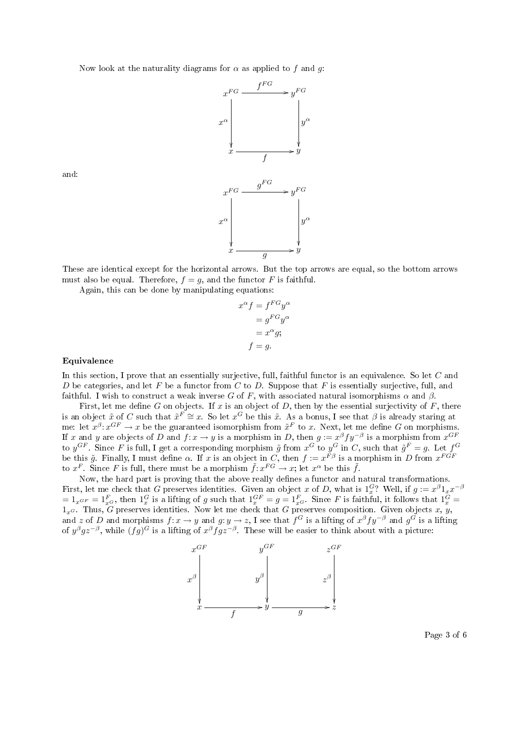Now look at the naturality diagrams for $\alpha$ as applied to $f$ and $g$:

$$\begin{array}{ccc} x^{FG} & \xrightarrow{f^{FG}} & y^{FG} \\ {\scriptstyle x^\alpha}\downarrow & & \downarrow{\scriptstyle y^\alpha} \\ x & \xrightarrow[f]{} & y \end{array}$$

and:

$$\begin{array}{ccc} x^{FG} & \xrightarrow{g^{FG}} & y^{FG} \\ {\scriptstyle x^\alpha}\downarrow & & \downarrow{\scriptstyle y^\alpha} \\ x & \xrightarrow[g]{} & y \end{array}$$

These are identical except for the horizontal arrows. But the top arrows are equal, so the bottom arrows must also be equal. Therefore, $f = g$, and the functor $F$ is faithful.

Again, this can be done by manipulating equations:

$$\begin{aligned} x^\alpha f &= f^{FG} y^\alpha \\ &= g^{FG} y^\alpha \\ &= x^\alpha g; \\ f &= g. \end{aligned}$$

**Equivalence**

In this section, I prove that an essentially surjective, full, faithful functor is an equivalence. So let $C$ and $D$ be categories, and let $F$ be a functor from $C$ to $D$. Suppose that $F$ is essentially surjective, full, and faithful. I wish to construct a weak inverse $G$ of $F$, with associated natural isomorphisms $\alpha$ and $\beta$.

First, let me define $G$ on objects. If $x$ is an object of $D$, then by the essential surjectivity of $F$, there is an object $\tilde{x}$ of $C$ such that $\tilde{x}^F \cong x$. So let $x^G$ be this $\tilde{x}$. As a bonus, I see that $\beta$ is already staring at me: let $x^\beta \colon x^{GF} \to x$ be the guaranteed isomorphism from $\tilde{x}^F$ to $x$. Next, let me define $G$ on morphisms. If $x$ and $y$ are objects of $D$ and $f \colon x \to y$ is a morphism in $D$, then $g := x^\beta f y^{-\beta}$ is a morphism from $x^{GF}$ to $y^{GF}$. Since $F$ is full, I get a corresponding morphism $\tilde{g}$ from $x^G$ to $y^G$ in $C$, such that $\tilde{g}^F = g$. Let $f^G$ be this $\tilde{g}$. Finally, I must define $\alpha$. If $x$ is an object in $C$, then $f := x^{F\beta}$ is a morphism in $D$ from $x^{FGF}$ to $x^F$. Since $F$ is full, there must be a morphism $\tilde{f} \colon x^{FG} \to x$; let $x^\alpha$ be this $\tilde{f}$.

Now, the hard part is proving that the above really defines a functor and natural transformations. First, let me check that $G$ preserves identities. Given an object $x$ of $D$, what is $1_x^G$? Well, if $g := x^\beta 1_x x^{-\beta} = 1_{x^{GF}} = 1_{x^G}^F$, then $1_x^G$ is a lifting of $g$ such that $1_x^{GF} = g = 1_{x^G}^F$. Since $F$ is faithful, it follows that $1_x^G = 1_{x^G}$. Thus, $G$ preserves identities. Now let me check that $G$ preserves composition. Given objects $x$, $y$, and $z$ of $D$ and morphisms $f \colon x \to y$ and $g \colon y \to z$, I see that $f^G$ is a lifting of $x^\beta f y^{-\beta}$ and $g^G$ is a lifting of $y^\beta g z^{-\beta}$, while $(fg)^G$ is a lifting of $x^\beta fg z^{-\beta}$. These will be easier to think about with a picture:

$$\begin{array}{ccccc} x^{GF} & & y^{GF} & & z^{GF} \\ {\scriptstyle x^\beta}\downarrow & & {\scriptstyle y^\beta}\downarrow & & {\scriptstyle z^\beta}\downarrow \\ x & \xrightarrow[f]{} & y & \xrightarrow[g]{} & z \end{array}$$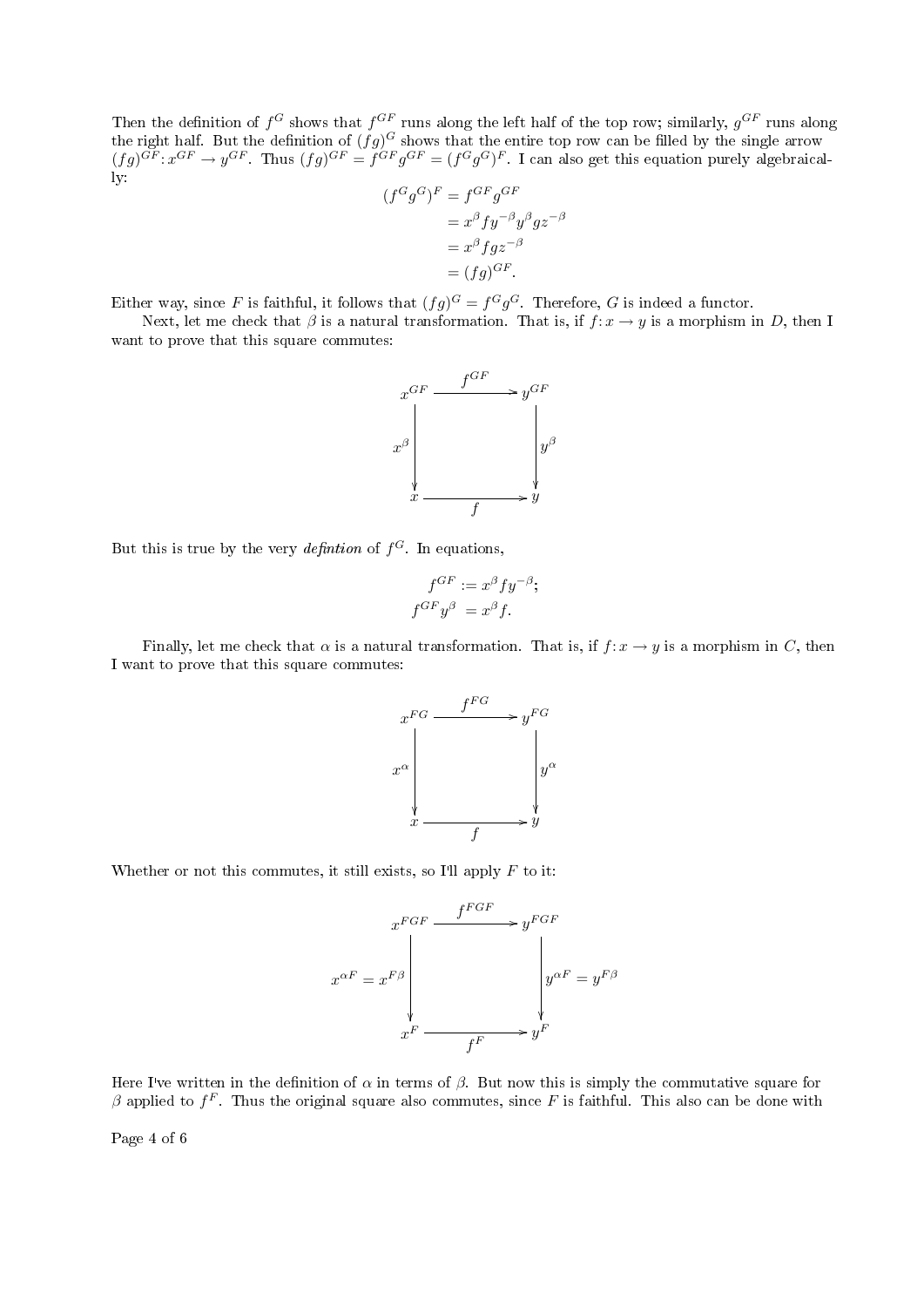Then the definition of $f^G$ shows that $f^{GF}$ runs along the left half of the top row; similarly, $g^{GF}$ runs along the right half. But the definition of $(fg)^G$ shows that the entire top row can be filled by the single arrow $(fg)^{GF}\colon x^{GF} \to y^{GF}$. Thus $(fg)^{GF} = f^{GF}g^{GF} = (f^Gg^G)^F$. I can also get this equation purely algebraically:

$$
\begin{aligned}
(f^Gg^G)^F &= f^{GF}g^{GF} \\
&= x^\beta f y^{-\beta} y^\beta g z^{-\beta} \\
&= x^\beta f g z^{-\beta} \\
&= (fg)^{GF}.
\end{aligned}
$$

Either way, since $F$ is faithful, it follows that $(fg)^G = f^Gg^G$. Therefore, $G$ is indeed a functor.

Next, let me check that $\beta$ is a natural transformation. That is, if $f\colon x \to y$ is a morphism in $D$, then I want to prove that this square commutes:

$$
\begin{array}{ccc}
x^{GF} & \xrightarrow{\;f^{GF}\;} & y^{GF} \\
\Big\downarrow{\scriptstyle x^\beta} & & \Big\downarrow{\scriptstyle y^\beta} \\
x & \xrightarrow[\;f\;]{} & y
\end{array}
$$

But this is true by the very *defintion* of $f^G$. In equations,

$$
\begin{aligned}
f^{GF} &:= x^\beta f y^{-\beta}; \\
f^{GF} y^\beta &= x^\beta f.
\end{aligned}
$$

Finally, let me check that $\alpha$ is a natural transformation. That is, if $f\colon x \to y$ is a morphism in $C$, then I want to prove that this square commutes:

$$
\begin{array}{ccc}
x^{FG} & \xrightarrow{\;f^{FG}\;} & y^{FG} \\
\Big\downarrow{\scriptstyle x^\alpha} & & \Big\downarrow{\scriptstyle y^\alpha} \\
x & \xrightarrow[\;f\;]{} & y
\end{array}
$$

Whether or not this commutes, it still exists, so I'll apply $F$ to it:

$$
\begin{array}{ccc}
x^{FGF} & \xrightarrow{\;f^{FGF}\;} & y^{FGF} \\
\Big\downarrow{\scriptstyle x^{\alpha F} = x^{F\beta}} & & \Big\downarrow{\scriptstyle y^{\alpha F} = y^{F\beta}} \\
x^F & \xrightarrow[\;f^F\;]{} & y^F
\end{array}
$$

Here I've written in the definition of $\alpha$ in terms of $\beta$. But now this is simply the commutative square for $\beta$ applied to $f^F$. Thus the original square also commutes, since $F$ is faithful. This also can be done with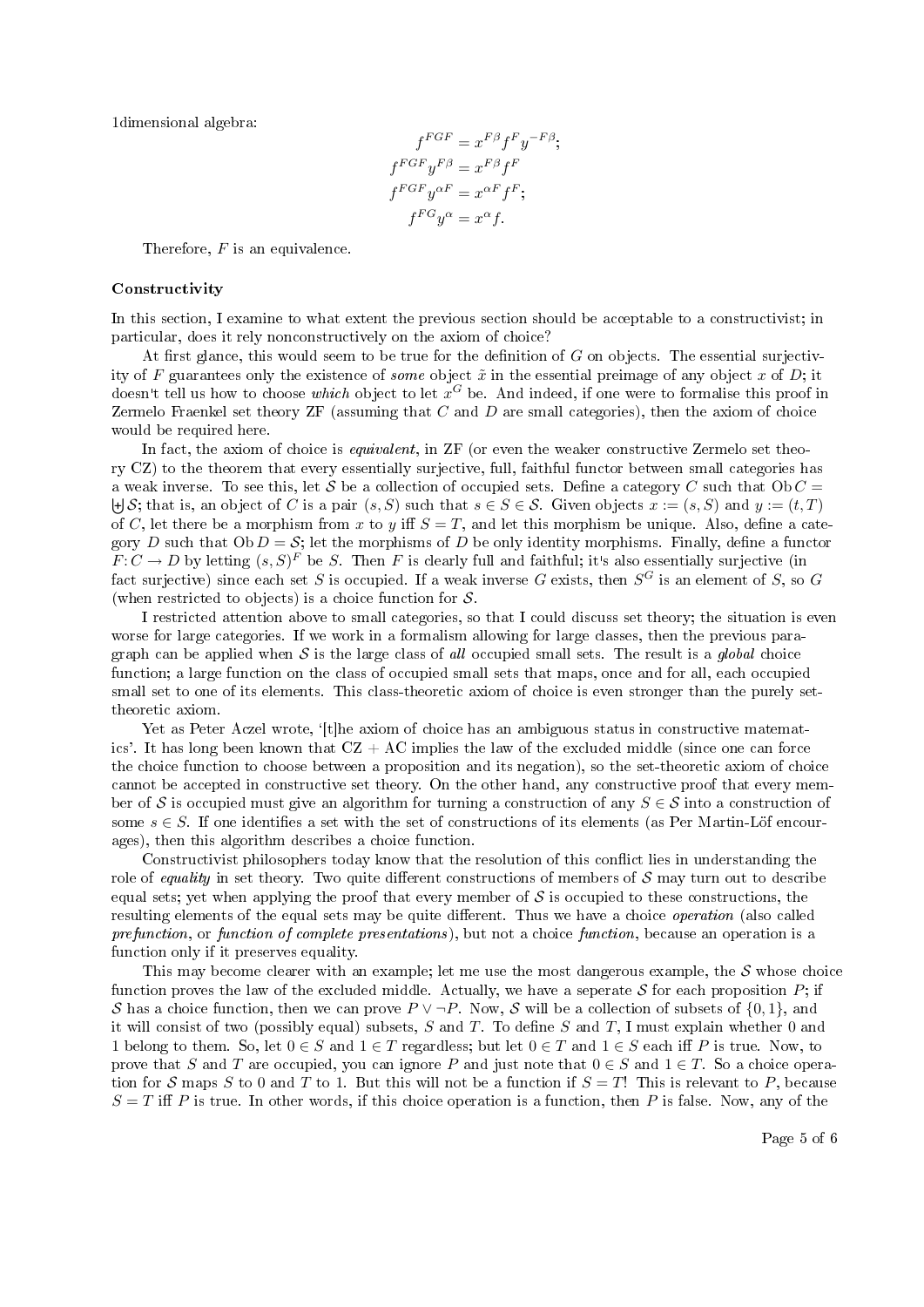1dimensional algebra:

$$f^{FGF} = x^{F\beta} f^F y^{-F\beta};$$
$$f^{FGF} y^{F\beta} = x^{F\beta} f^F$$
$$f^{FGF} y^{\alpha F} = x^{\alpha F} f^F;$$
$$f^{FG} y^{\alpha} = x^{\alpha} f.$$

Therefore, $F$ is an equivalence.

**Constructivity**

In this section, I examine to what extent the previous section should be acceptable to a constructivist; in particular, does it rely nonconstructively on the axiom of choice?

At first glance, this would seem to be true for the definition of $G$ on objects. The essential surjectivity of $F$ guarantees only the existence of *some* object $\tilde{x}$ in the essential preimage of any object $x$ of $D$; it doesn't tell us how to choose *which* object to let $x^G$ be. And indeed, if one were to formalise this proof in Zermelo Fraenkel set theory ZF (assuming that $C$ and $D$ are small categories), then the axiom of choice would be required here.

In fact, the axiom of choice is *equivalent*, in ZF (or even the weaker constructive Zermelo set theory CZ) to the theorem that every essentially surjective, full, faithful functor between small categories has a weak inverse. To see this, let $\mathcal{S}$ be a collection of occupied sets. Define a category $C$ such that $\mathrm{Ob}\, C = \biguplus \mathcal{S}$; that is, an object of $C$ is a pair $(s, S)$ such that $s \in S \in \mathcal{S}$. Given objects $x := (s, S)$ and $y := (t, T)$ of $C$, let there be a morphism from $x$ to $y$ iff $S = T$, and let this morphism be unique. Also, define a category $D$ such that $\mathrm{Ob}\, D = \mathcal{S}$; let the morphisms of $D$ be only identity morphisms. Finally, define a functor $F\colon C \to D$ by letting $(s, S)^F$ be $S$. Then $F$ is clearly full and faithful; it's also essentially surjective (in fact surjective) since each set $S$ is occupied. If a weak inverse $G$ exists, then $S^G$ is an element of $S$, so $G$ (when restricted to objects) is a choice function for $\mathcal{S}$.

I restricted attention above to small categories, so that I could discuss set theory; the situation is even worse for large categories. If we work in a formalism allowing for large classes, then the previous paragraph can be applied when $\mathcal{S}$ is the large class of *all* occupied small sets. The result is a *global* choice function; a large function on the class of occupied small sets that maps, once and for all, each occupied small set to one of its elements. This class-theoretic axiom of choice is even stronger than the purely set-theoretic axiom.

Yet as Peter Aczel wrote, '[t]he axiom of choice has an ambiguous status in constructive matematics'. It has long been known that CZ + AC implies the law of the excluded middle (since one can force the choice function to choose between a proposition and its negation), so the set-theoretic axiom of choice cannot be accepted in constructive set theory. On the other hand, any constructive proof that every member of $\mathcal{S}$ is occupied must give an algorithm for turning a construction of any $S \in \mathcal{S}$ into a construction of some $s \in S$. If one identifies a set with the set of constructions of its elements (as Per Martin-Löf encourages), then this algorithm describes a choice function.

Constructivist philosophers today know that the resolution of this conflict lies in understanding the role of *equality* in set theory. Two quite different constructions of members of $\mathcal{S}$ may turn out to describe equal sets; yet when applying the proof that every member of $\mathcal{S}$ is occupied to these constructions, the resulting elements of the equal sets may be quite different. Thus we have a choice *operation* (also called *prefunction*, or *function of complete presentations*), but not a choice *function*, because an operation is a function only if it preserves equality.

This may become clearer with an example; let me use the most dangerous example, the $\mathcal{S}$ whose choice function proves the law of the excluded middle. Actually, we have a seperate $\mathcal{S}$ for each proposition $P$; if $\mathcal{S}$ has a choice function, then we can prove $P \vee \neg P$. Now, $\mathcal{S}$ will be a collection of subsets of $\{0, 1\}$, and it will consist of two (possibly equal) subsets, $S$ and $T$. To define $S$ and $T$, I must explain whether 0 and 1 belong to them. So, let $0 \in S$ and $1 \in T$ regardless; but let $0 \in T$ and $1 \in S$ each iff $P$ is true. Now, to prove that $S$ and $T$ are occupied, you can ignore $P$ and just note that $0 \in S$ and $1 \in T$. So a choice operation for $\mathcal{S}$ maps $S$ to 0 and $T$ to 1. But this will not be a function if $S = T$! This is relevant to $P$, because $S = T$ iff $P$ is true. In other words, if this choice operation is a function, then $P$ is false. Now, any of the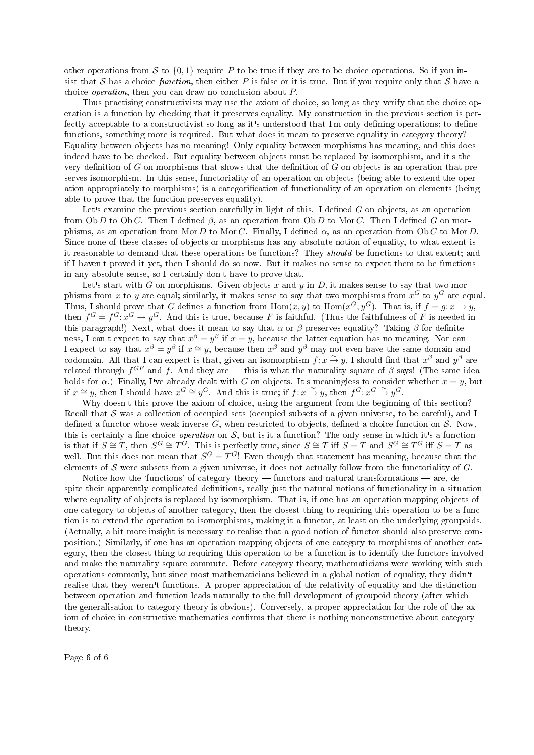other operations from $\mathcal{S}$ to $\{0, 1\}$ require $P$ to be true if they are to be choice operations. So if you insist that $\mathcal{S}$ has a choice *function*, then either $P$ is false or it is true. But if you require only that $\mathcal{S}$ have a choice *operation*, then you can draw no conclusion about $P$.

Thus practising constructivists may use the axiom of choice, so long as they verify that the choice operation is a function by checking that it preserves equality. My construction in the previous section is perfectly acceptable to a constructivist so long as it's understood that I'm only defining operations; to define functions, something more is required. But what does it mean to preserve equality in category theory? Equality between objects has no meaning! Only equality between morphisms has meaning, and this does indeed have to be checked. But equality between objects must be replaced by isomorphism, and it's the very definition of $G$ on morphisms that shows that the definition of $G$ on objects is an operation that preserves isomorphism. In this sense, functoriality of an operation on objects (being able to extend the operation appropriately to morphisms) is a categorification of functionality of an operation on elements (being able to prove that the function preserves equality).

Let's examine the previous section carefully in light of this. I defined $G$ on objects, as an operation from $\operatorname{Ob} D$ to $\operatorname{Ob} C$. Then I defined $\beta$, as an operation from $\operatorname{Ob} D$ to $\operatorname{Mor} C$. Then I defined $G$ on morphisms, as an operation from $\operatorname{Mor} D$ to $\operatorname{Mor} C$. Finally, I defined $\alpha$, as an operation from $\operatorname{Ob} C$ to $\operatorname{Mor} D$. Since none of these classes of objects or morphisms has any absolute notion of equality, to what extent is it reasonable to demand that these operations be functions? They *should* be functions to that extent; and if I haven't proved it yet, then I should do so now. But it makes no sense to expect them to be functions in any absolute sense, so I certainly don't have to prove that.

Let's start with $G$ on morphisms. Given objects $x$ and $y$ in $D$, it makes sense to say that two morphisms from $x$ to $y$ are equal; similarly, it makes sense to say that two morphisms from $x^G$ to $y^G$ are equal. Thus, I should prove that $G$ defines a function from $\operatorname{Hom}(x, y)$ to $\operatorname{Hom}(x^G, y^G)$. That is, if $f = g\colon x \to y$, then $f^G = f^G\colon x^G \to y^G$. And this is true, because $F$ is faithful. (Thus the faithfulness of $F$ is needed in this paragraph!) Next, what does it mean to say that $\alpha$ or $\beta$ preserves equality? Taking $\beta$ for definiteness, I can't expect to say that $x^\beta = y^\beta$ if $x = y$, because the latter equation has no meaning. Nor can I expect to say that $x^\beta = y^\beta$ if $x \cong y$, because then $x^\beta$ and $y^\beta$ may not even have the same domain and codomain. All that I can expect is that, given an isomorphism $f\colon x \xrightarrow{\sim} y$, I should find that $x^\beta$ and $y^\beta$ are related through $f^{GF}$ and $f$. And they are — this is what the naturality square of $\beta$ says! (The same idea holds for $\alpha$.) Finally, I've already dealt with $G$ on objects. It's meaningless to consider whether $x = y$, but if $x \cong y$, then I should have $x^G \cong y^G$. And this is true; if $f\colon x \xrightarrow{\sim} y$, then $f^G\colon x^G \xrightarrow{\sim} y^G$.

Why doesn't this prove the axiom of choice, using the argument from the beginning of this section? Recall that $\mathcal{S}$ was a collection of occupied sets (occupied subsets of a given universe, to be careful), and I defined a functor whose weak inverse $G$, when restricted to objects, defined a choice function on $\mathcal{S}$. Now, this is certainly a fine choice *operation* on $\mathcal{S}$, but is it a function? The only sense in which it's a function is that if $S \cong T$, then $S^G \cong T^G$. This is perfectly true, since $S \cong T$ iff $S = T$ and $S^G \cong T^G$ iff $S = T$ as well. But this does not mean that $S^G = T^G$! Even though that statement has meaning, because that the elements of $\mathcal{S}$ were subsets from a given universe, it does not actually follow from the functoriality of $G$.

Notice how the 'functions' of category theory — functors and natural transformations — are, despite their apparently complicated definitions, really just the natural notions of functionality in a situation where equality of objects is replaced by isomorphism. That is, if one has an operation mapping objects of one category to objects of another category, then the closest thing to requiring this operation to be a function is to extend the operation to isomorphisms, making it a functor, at least on the underlying groupoids. (Actually, a bit more insight is necessary to realise that a good notion of functor should also preserve composition.) Similarly, if one has an operation mapping objects of one category to morphisms of another category, then the closest thing to requiring this operation to be a function is to identify the functors involved and make the naturality square commute. Before category theory, mathematicians were working with such operations commonly, but since most mathematicians believed in a global notion of equality, they didn't realise that they weren't functions. A proper appreciation of the relativity of equality and the distinction between operation and function leads naturally to the full development of groupoid theory (after which the generalisation to category theory is obvious). Conversely, a proper appreciation for the role of the axiom of choice in constructive mathematics confirms that there is nothing nonconstructive about category theory.